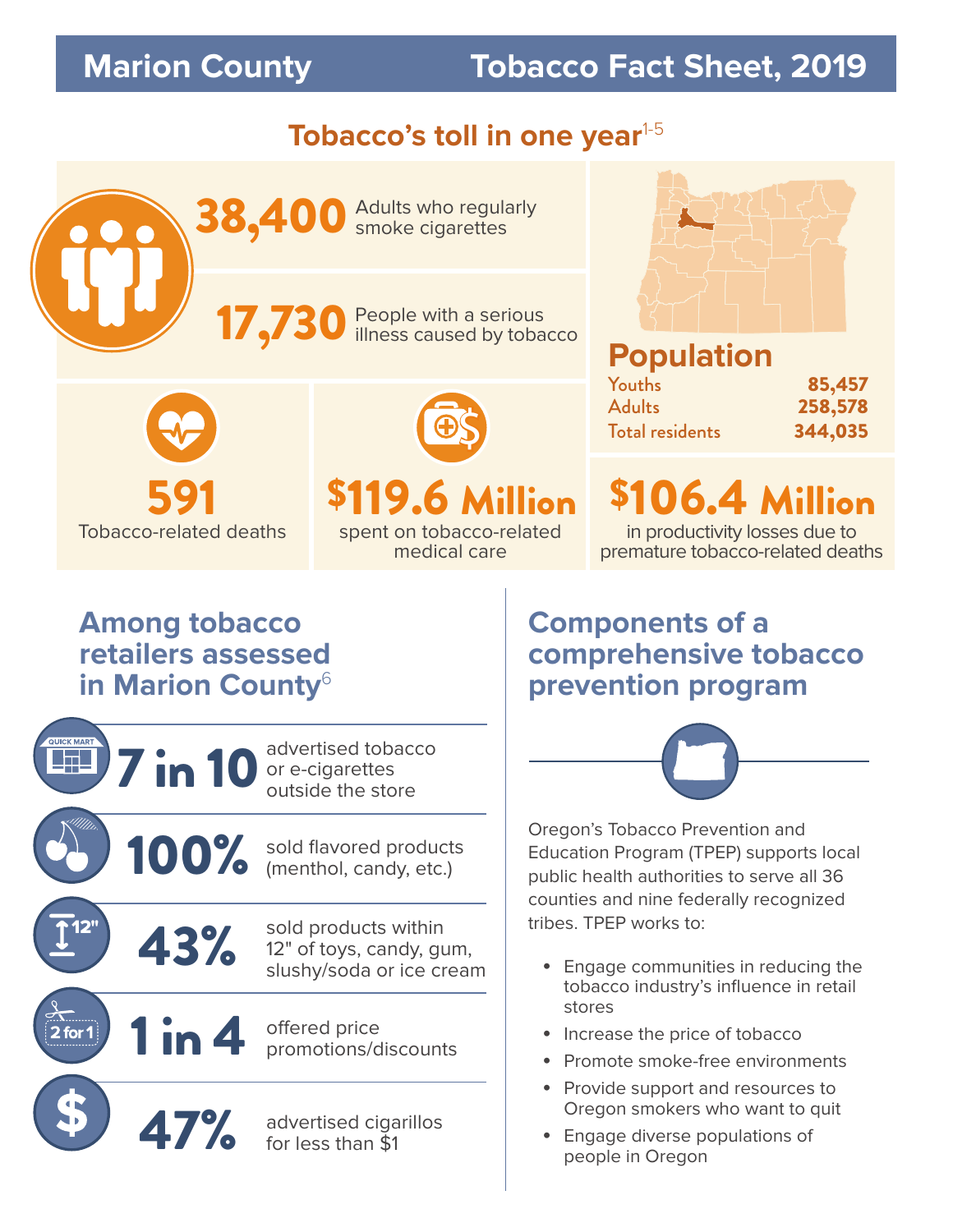# Marion County Tobacco Fact Sheet, 2019

## Tobacco's toll in one year[1-5]

**38,400** Adults who regularly smoke cigarettes

**17,730** People with a serious illness caused by tobacco

### Population

| | |
|---|---|
| Youths | 85,457 |
| Adults | 258,578 |
| Total residents | 344,035 |

**591** Tobacco-related deaths

**$119.6 Million** spent on tobacco-related medical care

**$106.4 Million** in productivity losses due to premature tobacco-related deaths

## Among tobacco retailers assessed in Marion County[6]

**7 in 10** advertised tobacco or e-cigarettes outside the store

**100%** sold flavored products (menthol, candy, etc.)

**43%** sold products within 12" of toys, candy, gum, slushy/soda or ice cream

**1 in 4** offered price promotions/discounts

**47%** advertised cigarillos for less than $1

## Components of a comprehensive tobacco prevention program

Oregon's Tobacco Prevention and Education Program (TPEP) supports local public health authorities to serve all 36 counties and nine federally recognized tribes. TPEP works to:

- Engage communities in reducing the tobacco industry's influence in retail stores
- Increase the price of tobacco
- Promote smoke-free environments
- Provide support and resources to Oregon smokers who want to quit
- Engage diverse populations of people in Oregon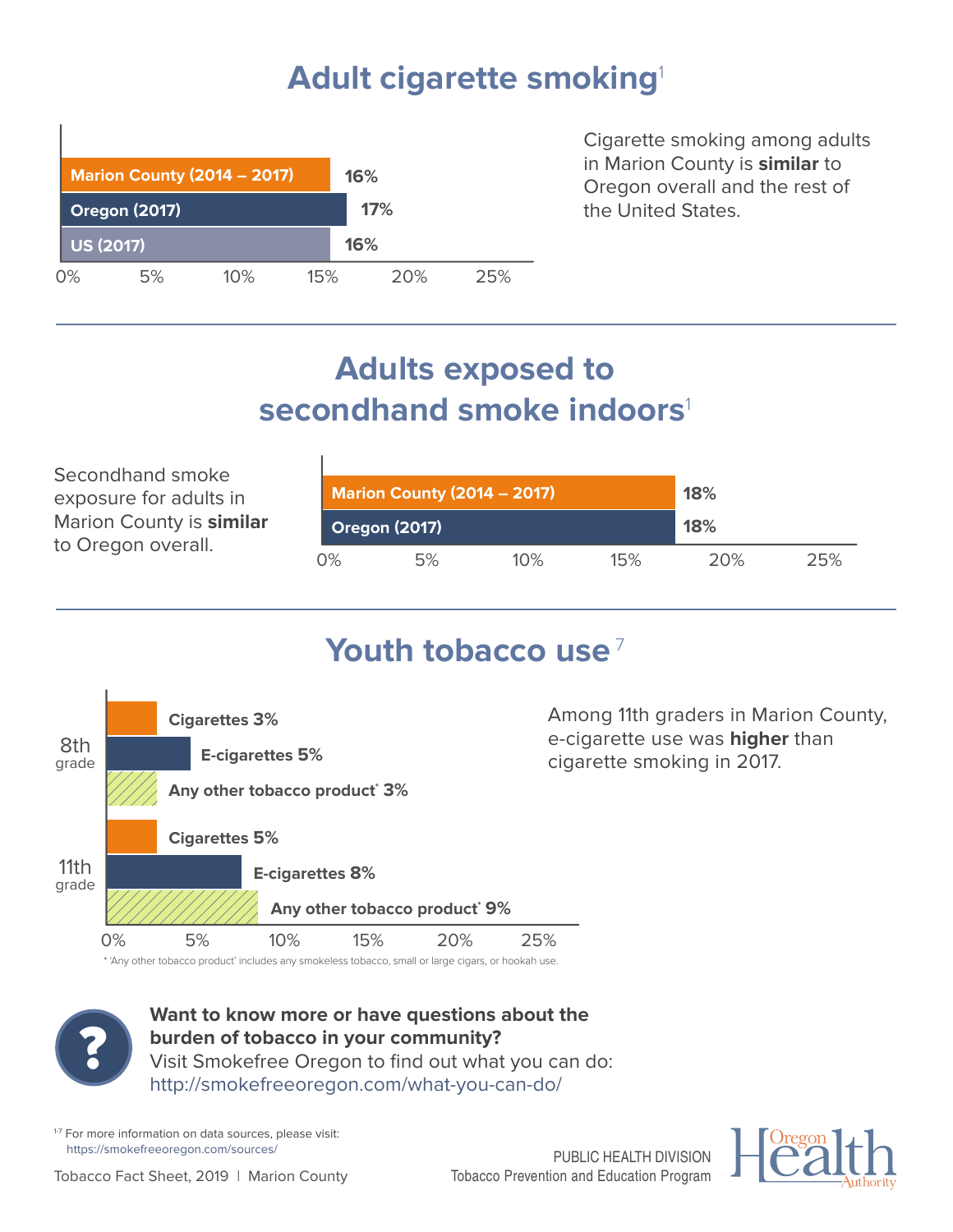## Adult cigarette smoking[1]

Marion County (2014 – 2017) 16%

Oregon (2017) 17%

US (2017) 16%

0% 5% 10% 15% 20% 25%

Cigarette smoking among adults in Marion County is **similar** to Oregon overall and the rest of the United States.

## Adults exposed to secondhand smoke indoors[1]

Secondhand smoke exposure for adults in Marion County is **similar** to Oregon overall.

Marion County (2014 – 2017) 18%

Oregon (2017) 18%

0% 5% 10% 15% 20% 25%

## Youth tobacco use[7]

8th grade

Cigarettes 3%

E-cigarettes 5%

Any other tobacco product* 3%

11th grade

Cigarettes 5%

E-cigarettes 8%

Any other tobacco product* 9%

0% 5% 10% 15% 20% 25%

* 'Any other tobacco product' includes any smokeless tobacco, small or large cigars, or hookah use.

Among 11th graders in Marion County, e-cigarette use was **higher** than cigarette smoking in 2017.

**Want to know more or have questions about the burden of tobacco in your community?**
Visit Smokefree Oregon to find out what you can do:
http://smokefreeoregon.com/what-you-can-do/

[1-7] For more information on data sources, please visit: https://smokefreeoregon.com/sources/

Tobacco Fact Sheet, 2019 | Marion County

PUBLIC HEALTH DIVISION
Tobacco Prevention and Education Program

Oregon Health Authority